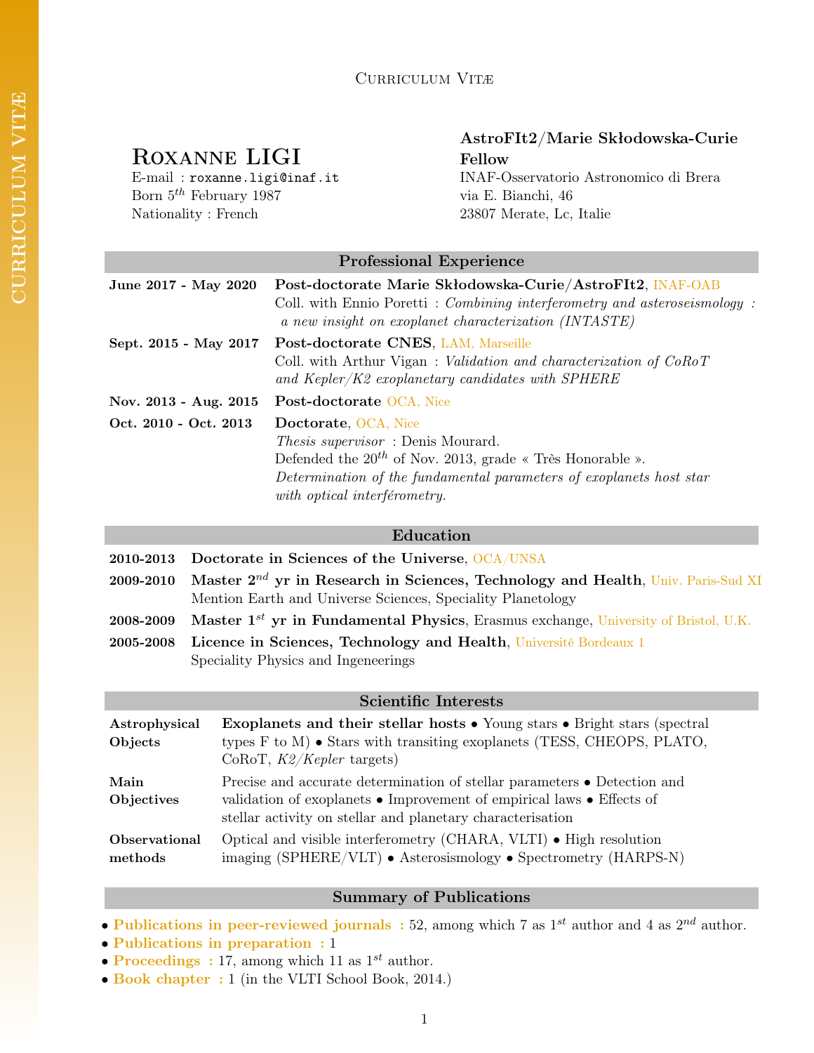Curriculum Vitæ

# Roxanne LIGI

E-mail : roxanne.ligi@inaf.it
Born 5$^{th}$ February 1987
Nationality : French

**AstroFIt2/Marie Skłodowska-Curie Fellow**
INAF-Osservatorio Astronomico di Brera
via E. Bianchi, 46
23807 Merate, Lc, Italie

## Professional Experience

**June 2017 - May 2020** — **Post-doctorate Marie Skłodowska-Curie/AstroFIt2**, INAF-OAB
Coll. with Ennio Poretti : *Combining interferometry and asteroseismology : a new insight on exoplanet characterization (INTASTE)*

**Sept. 2015 - May 2017** — **Post-doctorate CNES**, LAM, Marseille
Coll. with Arthur Vigan : *Validation and characterization of CoRoT and Kepler/K2 exoplanetary candidates with SPHERE*

**Nov. 2013 - Aug. 2015** — **Post-doctorate** OCA, Nice

**Oct. 2010 - Oct. 2013** — **Doctorate**, OCA, Nice
*Thesis supervisor* : Denis Mourard.
Defended the 20$^{th}$ of Nov. 2013, grade « Très Honorable ».
*Determination of the fundamental parameters of exoplanets host star with optical interférometry.*

## Education

**2010-2013** — **Doctorate in Sciences of the Universe**, OCA/UNSA

**2009-2010** — **Master 2$^{nd}$ yr in Research in Sciences, Technology and Health**, Univ. Paris-Sud XI
Mention Earth and Universe Sciences, Speciality Planetology

**2008-2009** — **Master 1$^{st}$ yr in Fundamental Physics**, Erasmus exchange, University of Bristol, U.K.

**2005-2008** — **Licence in Sciences, Technology and Health**, Université Bordeaux 1
Speciality Physics and Ingeneerings

## Scientific Interests

**Astrophysical Objects** — **Exoplanets and their stellar hosts** • Young stars • Bright stars (spectral types F to M) • Stars with transiting exoplanets (TESS, CHEOPS, PLATO, CoRoT, *K2/Kepler* targets)

**Main Objectives** — Precise and accurate determination of stellar parameters • Detection and validation of exoplanets • Improvement of empirical laws • Effects of stellar activity on stellar and planetary characterisation

**Observational methods** — Optical and visible interferometry (CHARA, VLTI) • High resolution imaging (SPHERE/VLT) • Asterosismology • Spectrometry (HARPS-N)

## Summary of Publications

- **Publications in peer-reviewed journals :** 52, among which 7 as 1$^{st}$ author and 4 as 2$^{nd}$ author.
- **Publications in preparation :** 1
- **Proceedings :** 17, among which 11 as 1$^{st}$ author.
- **Book chapter :** 1 (in the VLTI School Book, 2014.)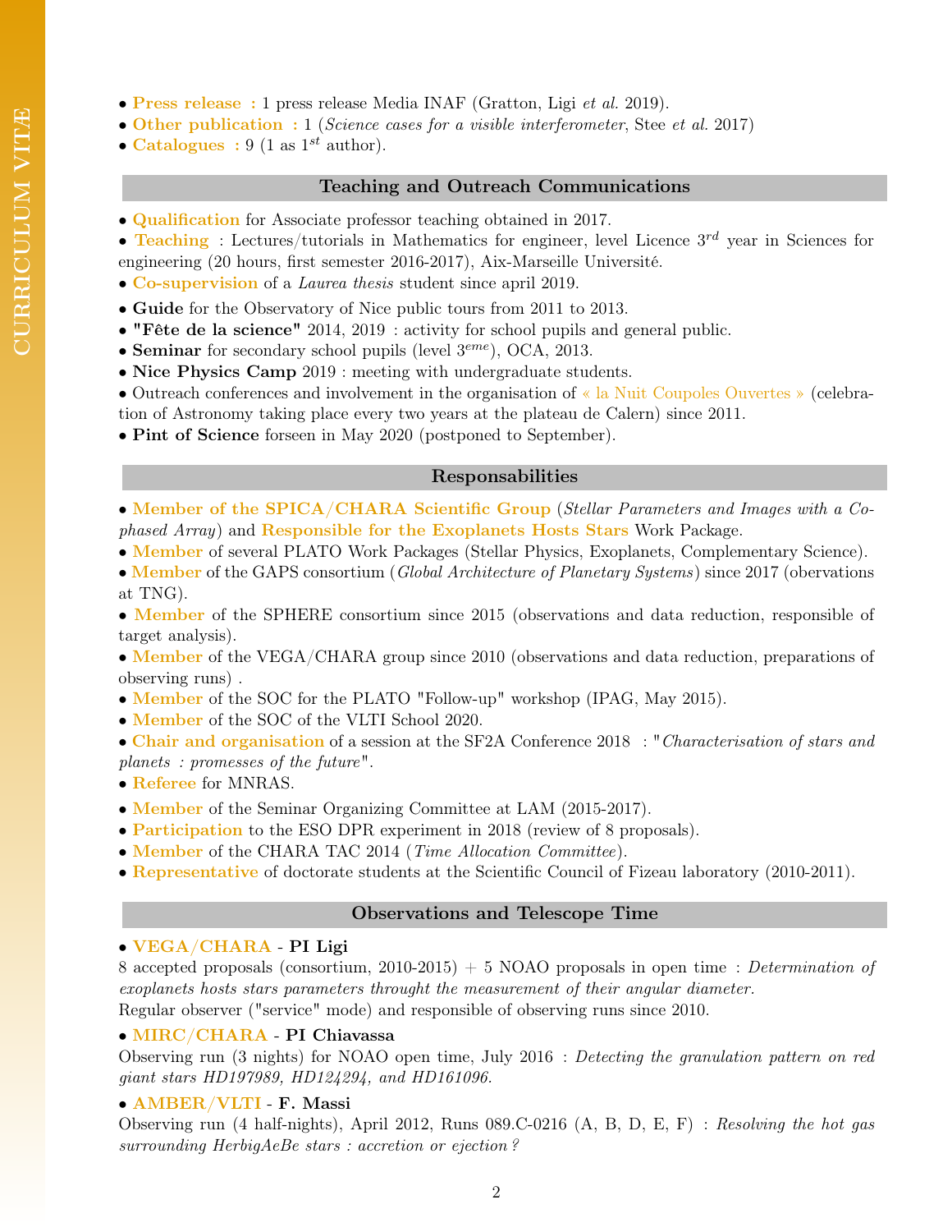- **Press release :** 1 press release Media INAF (Gratton, Ligi *et al.* 2019).
- **Other publication :** 1 (*Science cases for a visible interferometer*, Stee *et al.* 2017)
- **Catalogues :** 9 (1 as $1^{st}$ author).

## Teaching and Outreach Communications

- **Qualification** for Associate professor teaching obtained in 2017.
- **Teaching** : Lectures/tutorials in Mathematics for engineer, level Licence $3^{rd}$ year in Sciences for engineering (20 hours, first semester 2016-2017), Aix-Marseille Université.
- **Co-supervision** of a *Laurea thesis* student since april 2019.
- **Guide** for the Observatory of Nice public tours from 2011 to 2013.
- **"Fête de la science"** 2014, 2019 : activity for school pupils and general public.
- **Seminar** for secondary school pupils (level $3^{eme}$), OCA, 2013.
- **Nice Physics Camp** 2019 : meeting with undergraduate students.
- Outreach conferences and involvement in the organisation of « la Nuit Coupoles Ouvertes » (celebration of Astronomy taking place every two years at the plateau de Calern) since 2011.
- **Pint of Science** forseen in May 2020 (postponed to September).

## Responsabilities

- **Member of the SPICA/CHARA Scientific Group** (*Stellar Parameters and Images with a Cophased Array*) and **Responsible for the Exoplanets Hosts Stars** Work Package.
- **Member** of several PLATO Work Packages (Stellar Physics, Exoplanets, Complementary Science).
- **Member** of the GAPS consortium (*Global Architecture of Planetary Systems*) since 2017 (obervations at TNG).
- **Member** of the SPHERE consortium since 2015 (observations and data reduction, responsible of target analysis).
- **Member** of the VEGA/CHARA group since 2010 (observations and data reduction, preparations of observing runs) .
- **Member** of the SOC for the PLATO "Follow-up" workshop (IPAG, May 2015).
- **Member** of the SOC of the VLTI School 2020.
- **Chair and organisation** of a session at the SF2A Conference 2018 : "*Characterisation of stars and planets : promesses of the future*".
- **Referee** for MNRAS.
- **Member** of the Seminar Organizing Committee at LAM (2015-2017).
- **Participation** to the ESO DPR experiment in 2018 (review of 8 proposals).
- **Member** of the CHARA TAC 2014 (*Time Allocation Committee*).
- **Representative** of doctorate students at the Scientific Council of Fizeau laboratory (2010-2011).

## Observations and Telescope Time

- **VEGA/CHARA** - **PI Ligi**

8 accepted proposals (consortium, 2010-2015) + 5 NOAO proposals in open time : *Determination of exoplanets hosts stars parameters throught the measurement of their angular diameter.*
Regular observer ("service" mode) and responsible of observing runs since 2010.

- **MIRC/CHARA** - **PI Chiavassa**

Observing run (3 nights) for NOAO open time, July 2016 : *Detecting the granulation pattern on red giant stars HD197989, HD124294, and HD161096.*

- **AMBER/VLTI** - **F. Massi**

Observing run (4 half-nights), April 2012, Runs 089.C-0216 (A, B, D, E, F) : *Resolving the hot gas surrounding HerbigAeBe stars : accretion or ejection ?*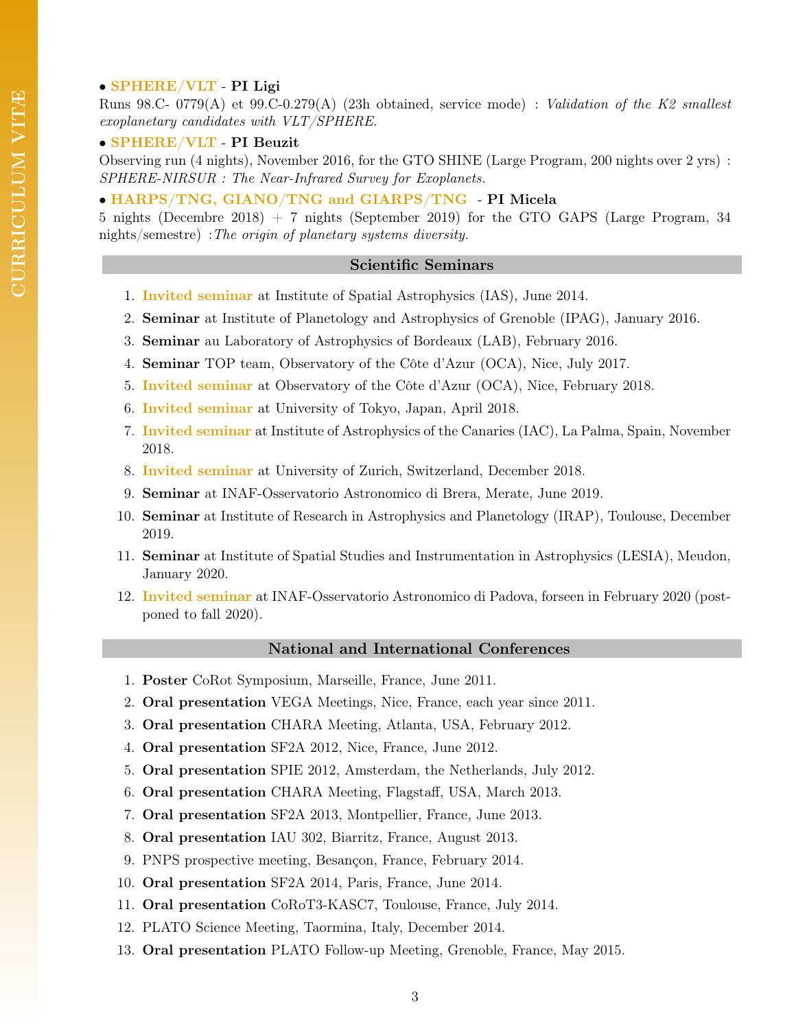• **SPHERE/VLT** - **PI Ligi**
Runs 98.C- 0779(A) et 99.C-0.279(A) (23h obtained, service mode) : *Validation of the K2 smallest exoplanetary candidates with VLT/SPHERE.*

• **SPHERE/VLT** - **PI Beuzit**
Observing run (4 nights), November 2016, for the GTO SHINE (Large Program, 200 nights over 2 yrs) : *SPHERE-NIRSUR : The Near-Infrared Survey for Exoplanets.*

• **HARPS/TNG, GIANO/TNG and GIARPS/TNG** - **PI Micela**
5 nights (Decembre 2018) + 7 nights (September 2019) for the GTO GAPS (Large Program, 34 nights/semestre) :*The origin of planetary systems diversity.*

## Scientific Seminars

1. **Invited seminar** at Institute of Spatial Astrophysics (IAS), June 2014.
2. **Seminar** at Institute of Planetology and Astrophysics of Grenoble (IPAG), January 2016.
3. **Seminar** au Laboratory of Astrophysics of Bordeaux (LAB), February 2016.
4. **Seminar** TOP team, Observatory of the Côte d'Azur (OCA), Nice, July 2017.
5. **Invited seminar** at Observatory of the Côte d'Azur (OCA), Nice, February 2018.
6. **Invited seminar** at University of Tokyo, Japan, April 2018.
7. **Invited seminar** at Institute of Astrophysics of the Canaries (IAC), La Palma, Spain, November 2018.
8. **Invited seminar** at University of Zurich, Switzerland, December 2018.
9. **Seminar** at INAF-Osservatorio Astronomico di Brera, Merate, June 2019.
10. **Seminar** at Institute of Research in Astrophysics and Planetology (IRAP), Toulouse, December 2019.
11. **Seminar** at Institute of Spatial Studies and Instrumentation in Astrophysics (LESIA), Meudon, January 2020.
12. **Invited seminar** at INAF-Osservatorio Astronomico di Padova, forseen in February 2020 (postponed to fall 2020).

## National and International Conferences

1. **Poster** CoRot Symposium, Marseille, France, June 2011.
2. **Oral presentation** VEGA Meetings, Nice, France, each year since 2011.
3. **Oral presentation** CHARA Meeting, Atlanta, USA, February 2012.
4. **Oral presentation** SF2A 2012, Nice, France, June 2012.
5. **Oral presentation** SPIE 2012, Amsterdam, the Netherlands, July 2012.
6. **Oral presentation** CHARA Meeting, Flagstaff, USA, March 2013.
7. **Oral presentation** SF2A 2013, Montpellier, France, June 2013.
8. **Oral presentation** IAU 302, Biarritz, France, August 2013.
9. PNPS prospective meeting, Besançon, France, February 2014.
10. **Oral presentation** SF2A 2014, Paris, France, June 2014.
11. **Oral presentation** CoRoT3-KASC7, Toulouse, France, July 2014.
12. PLATO Science Meeting, Taormina, Italy, December 2014.
13. **Oral presentation** PLATO Follow-up Meeting, Grenoble, France, May 2015.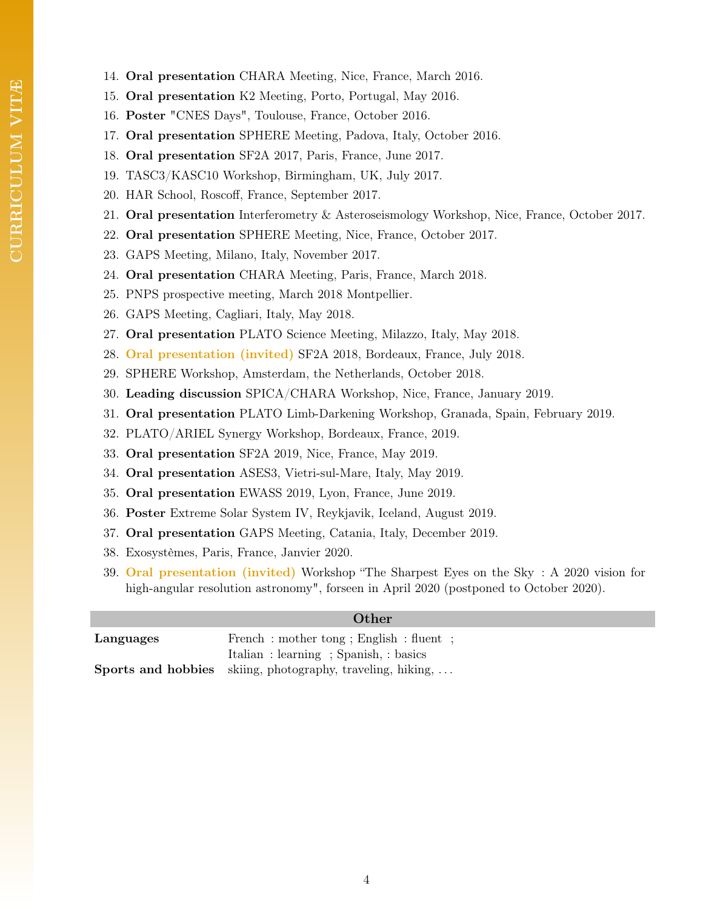14. **Oral presentation** CHARA Meeting, Nice, France, March 2016.
15. **Oral presentation** K2 Meeting, Porto, Portugal, May 2016.
16. **Poster** "CNES Days", Toulouse, France, October 2016.
17. **Oral presentation** SPHERE Meeting, Padova, Italy, October 2016.
18. **Oral presentation** SF2A 2017, Paris, France, June 2017.
19. TASC3/KASC10 Workshop, Birmingham, UK, July 2017.
20. HAR School, Roscoff, France, September 2017.
21. **Oral presentation** Interferometry & Asteroseismology Workshop, Nice, France, October 2017.
22. **Oral presentation** SPHERE Meeting, Nice, France, October 2017.
23. GAPS Meeting, Milano, Italy, November 2017.
24. **Oral presentation** CHARA Meeting, Paris, France, March 2018.
25. PNPS prospective meeting, March 2018 Montpellier.
26. GAPS Meeting, Cagliari, Italy, May 2018.
27. **Oral presentation** PLATO Science Meeting, Milazzo, Italy, May 2018.
28. **Oral presentation (invited)** SF2A 2018, Bordeaux, France, July 2018.
29. SPHERE Workshop, Amsterdam, the Netherlands, October 2018.
30. **Leading discussion** SPICA/CHARA Workshop, Nice, France, January 2019.
31. **Oral presentation** PLATO Limb-Darkening Workshop, Granada, Spain, February 2019.
32. PLATO/ARIEL Synergy Workshop, Bordeaux, France, 2019.
33. **Oral presentation** SF2A 2019, Nice, France, May 2019.
34. **Oral presentation** ASES3, Vietri-sul-Mare, Italy, May 2019.
35. **Oral presentation** EWASS 2019, Lyon, France, June 2019.
36. **Poster** Extreme Solar System IV, Reykjavik, Iceland, August 2019.
37. **Oral presentation** GAPS Meeting, Catania, Italy, December 2019.
38. Exosystèmes, Paris, France, Janvier 2020.
39. **Oral presentation (invited)** Workshop "The Sharpest Eyes on the Sky : A 2020 vision for high-angular resolution astronomy", forseen in April 2020 (postponed to October 2020).

## Other

| | |
|---|---|
| **Languages** | French : mother tong ; English : fluent ; Italian : learning ; Spanish, : basics |
| **Sports and hobbies** | skiing, photography, traveling, hiking, ... |